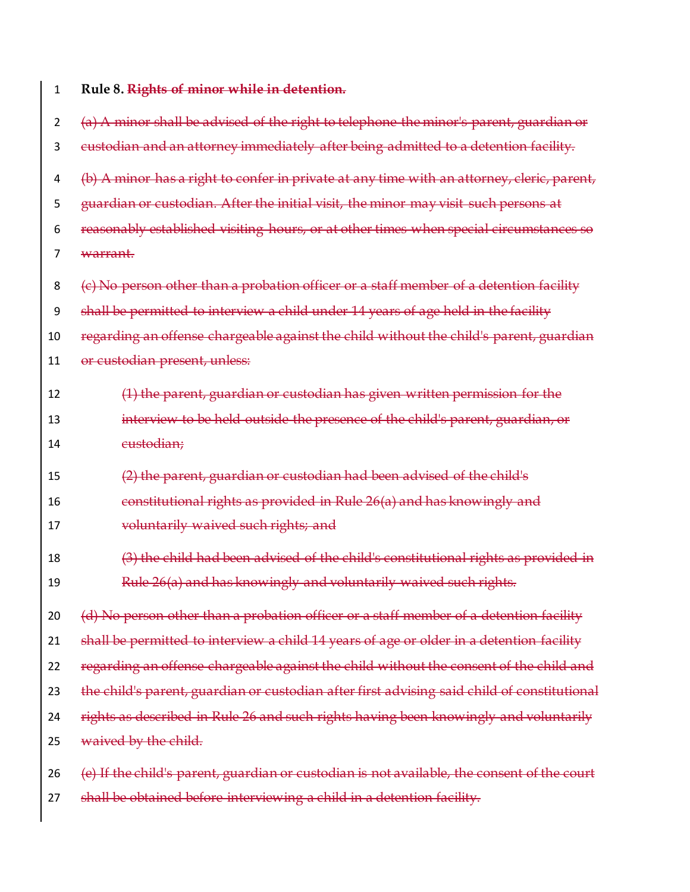**Rule 8.** ~~**Rights of minor while in detention.**~~

~~(a) A minor shall be advised of the right to telephone the minor's parent, guardian or custodian and an attorney immediately after being admitted to a detention facility.~~

~~(b) A minor has a right to confer in private at any time with an attorney, cleric, parent, guardian or custodian. After the initial visit, the minor may visit such persons at reasonably established visiting hours, or at other times when special circumstances so warrant.~~

~~(c) No person other than a probation officer or a staff member of a detention facility shall be permitted to interview a child under 14 years of age held in the facility regarding an offense chargeable against the child without the child's parent, guardian or custodian present, unless:~~

> ~~(1) the parent, guardian or custodian has given written permission for the interview to be held outside the presence of the child's parent, guardian, or custodian;~~
>
> ~~(2) the parent, guardian or custodian had been advised of the child's constitutional rights as provided in Rule 26(a) and has knowingly and voluntarily waived such rights; and~~
>
> ~~(3) the child had been advised of the child's constitutional rights as provided in Rule 26(a) and has knowingly and voluntarily waived such rights.~~

~~(d) No person other than a probation officer or a staff member of a detention facility shall be permitted to interview a child 14 years of age or older in a detention facility regarding an offense chargeable against the child without the consent of the child and the child's parent, guardian or custodian after first advising said child of constitutional rights as described in Rule 26 and such rights having been knowingly and voluntarily waived by the child.~~

~~(e) If the child's parent, guardian or custodian is not available, the consent of the court shall be obtained before interviewing a child in a detention facility.~~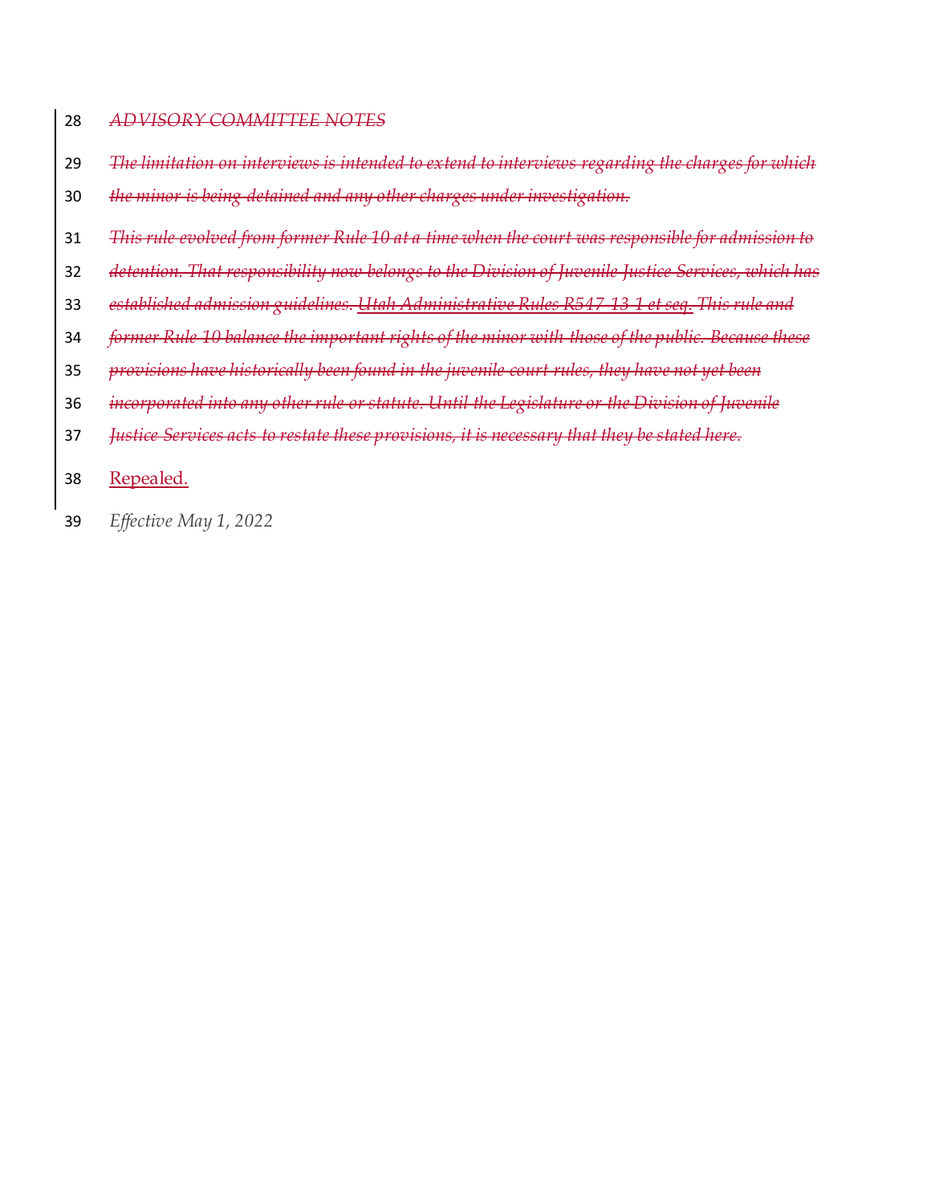~~*ADVISORY COMMITTEE NOTES*~~

~~*The limitation on interviews is intended to extend to interviews regarding the charges for which the minor is being detained and any other charges under investigation.*~~

~~*This rule evolved from former Rule 10 at a time when the court was responsible for admission to detention. That responsibility now belongs to the Division of Juvenile Justice Services, which has established admission guidelines. Utah Administrative Rules R547-13-1 et seq. This rule and former Rule 10 balance the important rights of the minor with those of the public. Because these provisions have historically been found in the juvenile court rules, they have not yet been incorporated into any other rule or statute. Until the Legislature or the Division of Juvenile Justice Services acts to restate these provisions, it is necessary that they be stated here.*~~

Repealed.

*Effective May 1, 2022*